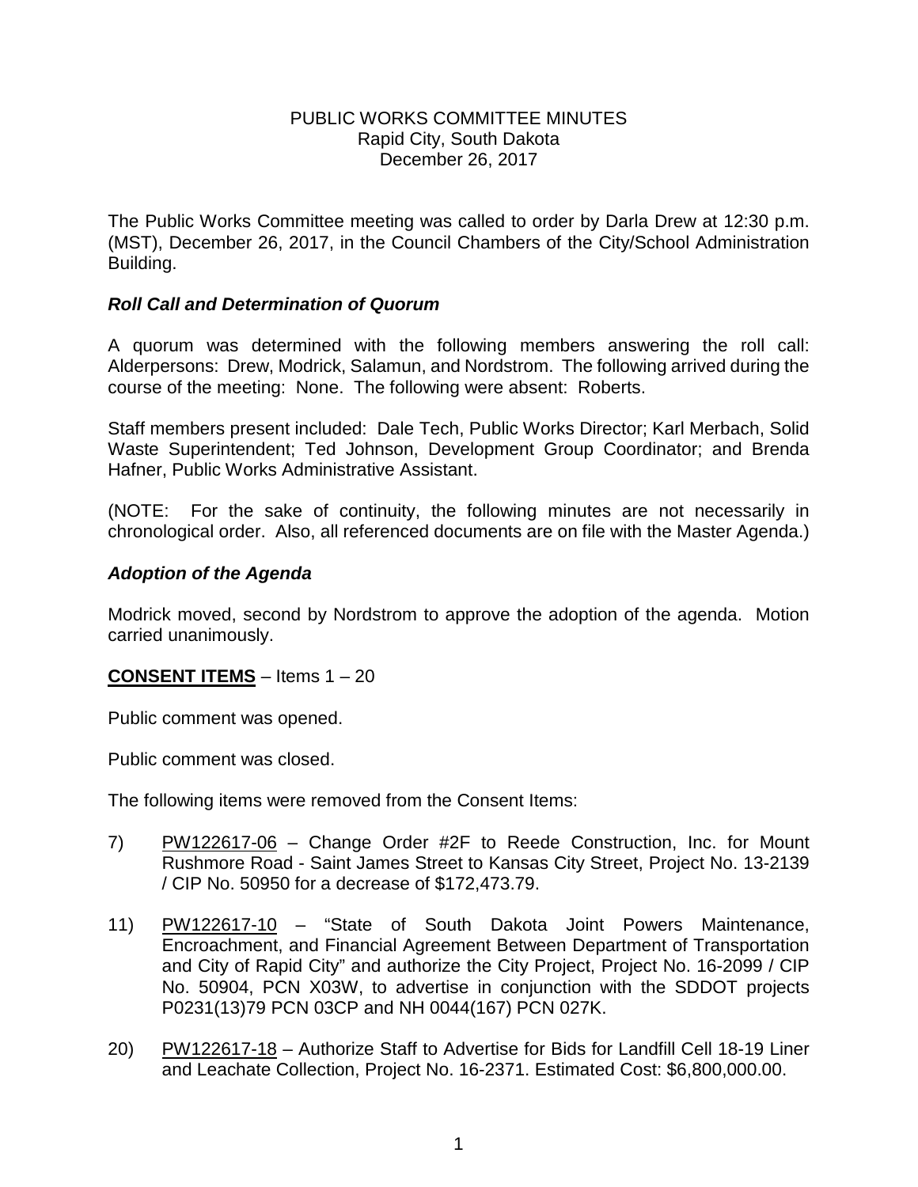# PUBLIC WORKS COMMITTEE MINUTES
Rapid City, South Dakota
December 26, 2017

The Public Works Committee meeting was called to order by Darla Drew at 12:30 p.m. (MST), December 26, 2017, in the Council Chambers of the City/School Administration Building.

### *Roll Call and Determination of Quorum*

A quorum was determined with the following members answering the roll call: Alderpersons: Drew, Modrick, Salamun, and Nordstrom. The following arrived during the course of the meeting: None. The following were absent: Roberts.

Staff members present included: Dale Tech, Public Works Director; Karl Merbach, Solid Waste Superintendent; Ted Johnson, Development Group Coordinator; and Brenda Hafner, Public Works Administrative Assistant.

(NOTE: For the sake of continuity, the following minutes are not necessarily in chronological order. Also, all referenced documents are on file with the Master Agenda.)

### *Adoption of the Agenda*

Modrick moved, second by Nordstrom to approve the adoption of the agenda. Motion carried unanimously.

**CONSENT ITEMS** – Items 1 – 20

Public comment was opened.

Public comment was closed.

The following items were removed from the Consent Items:

7) PW122617-06 – Change Order #2F to Reede Construction, Inc. for Mount Rushmore Road - Saint James Street to Kansas City Street, Project No. 13-2139 / CIP No. 50950 for a decrease of $172,473.79.

11) PW122617-10 – "State of South Dakota Joint Powers Maintenance, Encroachment, and Financial Agreement Between Department of Transportation and City of Rapid City" and authorize the City Project, Project No. 16-2099 / CIP No. 50904, PCN X03W, to advertise in conjunction with the SDDOT projects P0231(13)79 PCN 03CP and NH 0044(167) PCN 027K.

20) PW122617-18 – Authorize Staff to Advertise for Bids for Landfill Cell 18-19 Liner and Leachate Collection, Project No. 16-2371. Estimated Cost: $6,800,000.00.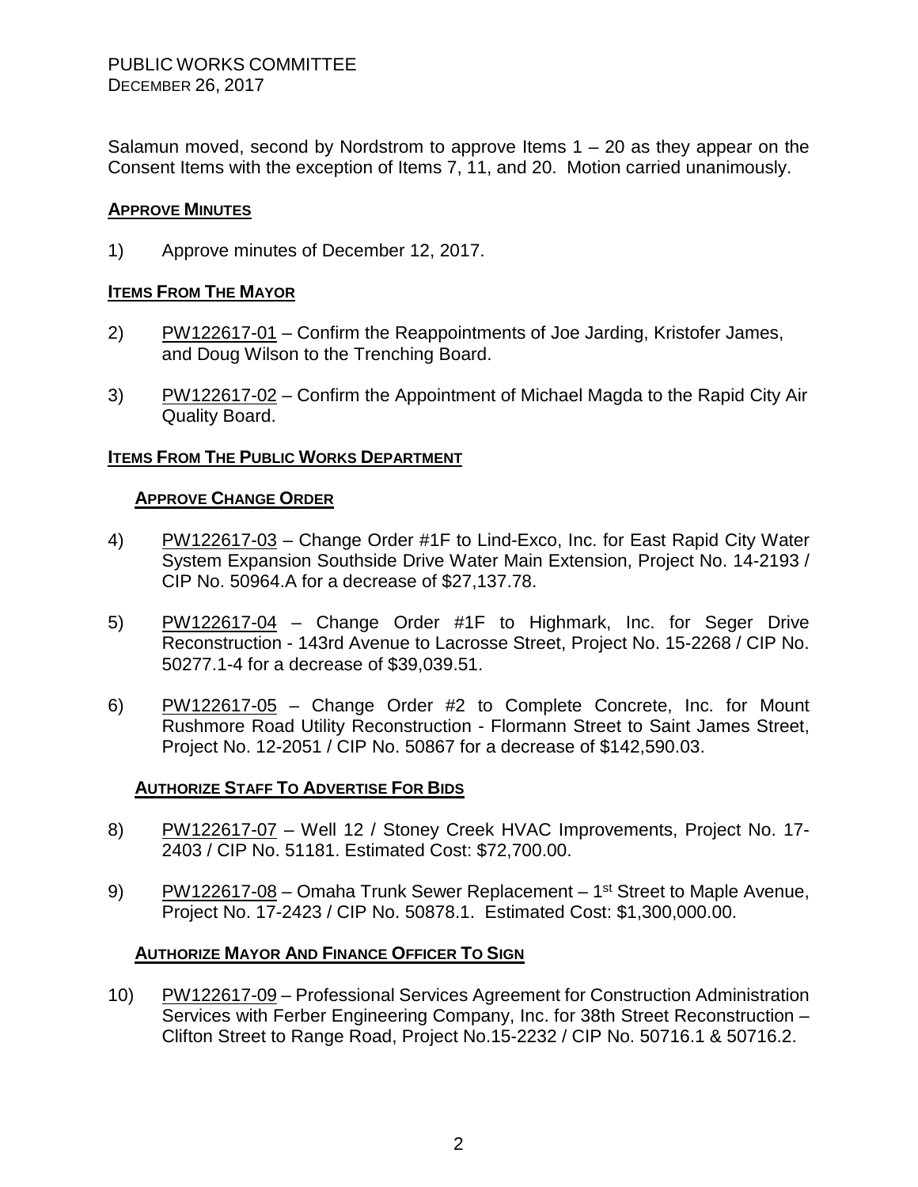Salamun moved, second by Nordstrom to approve Items 1 – 20 as they appear on the Consent Items with the exception of Items 7, 11, and 20. Motion carried unanimously.

## APPROVE MINUTES

1) Approve minutes of December 12, 2017.

## ITEMS FROM THE MAYOR

2) PW122617-01 – Confirm the Reappointments of Joe Jarding, Kristofer James, and Doug Wilson to the Trenching Board.

3) PW122617-02 – Confirm the Appointment of Michael Magda to the Rapid City Air Quality Board.

## ITEMS FROM THE PUBLIC WORKS DEPARTMENT

### APPROVE CHANGE ORDER

4) PW122617-03 – Change Order #1F to Lind-Exco, Inc. for East Rapid City Water System Expansion Southside Drive Water Main Extension, Project No. 14-2193 / CIP No. 50964.A for a decrease of $27,137.78.

5) PW122617-04 – Change Order #1F to Highmark, Inc. for Seger Drive Reconstruction - 143rd Avenue to Lacrosse Street, Project No. 15-2268 / CIP No. 50277.1-4 for a decrease of $39,039.51.

6) PW122617-05 – Change Order #2 to Complete Concrete, Inc. for Mount Rushmore Road Utility Reconstruction - Flormann Street to Saint James Street, Project No. 12-2051 / CIP No. 50867 for a decrease of $142,590.03.

### AUTHORIZE STAFF TO ADVERTISE FOR BIDS

8) PW122617-07 – Well 12 / Stoney Creek HVAC Improvements, Project No. 17-2403 / CIP No. 51181. Estimated Cost: $72,700.00.

9) PW122617-08 – Omaha Trunk Sewer Replacement – 1st Street to Maple Avenue, Project No. 17-2423 / CIP No. 50878.1. Estimated Cost: $1,300,000.00.

### AUTHORIZE MAYOR AND FINANCE OFFICER TO SIGN

10) PW122617-09 – Professional Services Agreement for Construction Administration Services with Ferber Engineering Company, Inc. for 38th Street Reconstruction – Clifton Street to Range Road, Project No.15-2232 / CIP No. 50716.1 & 50716.2.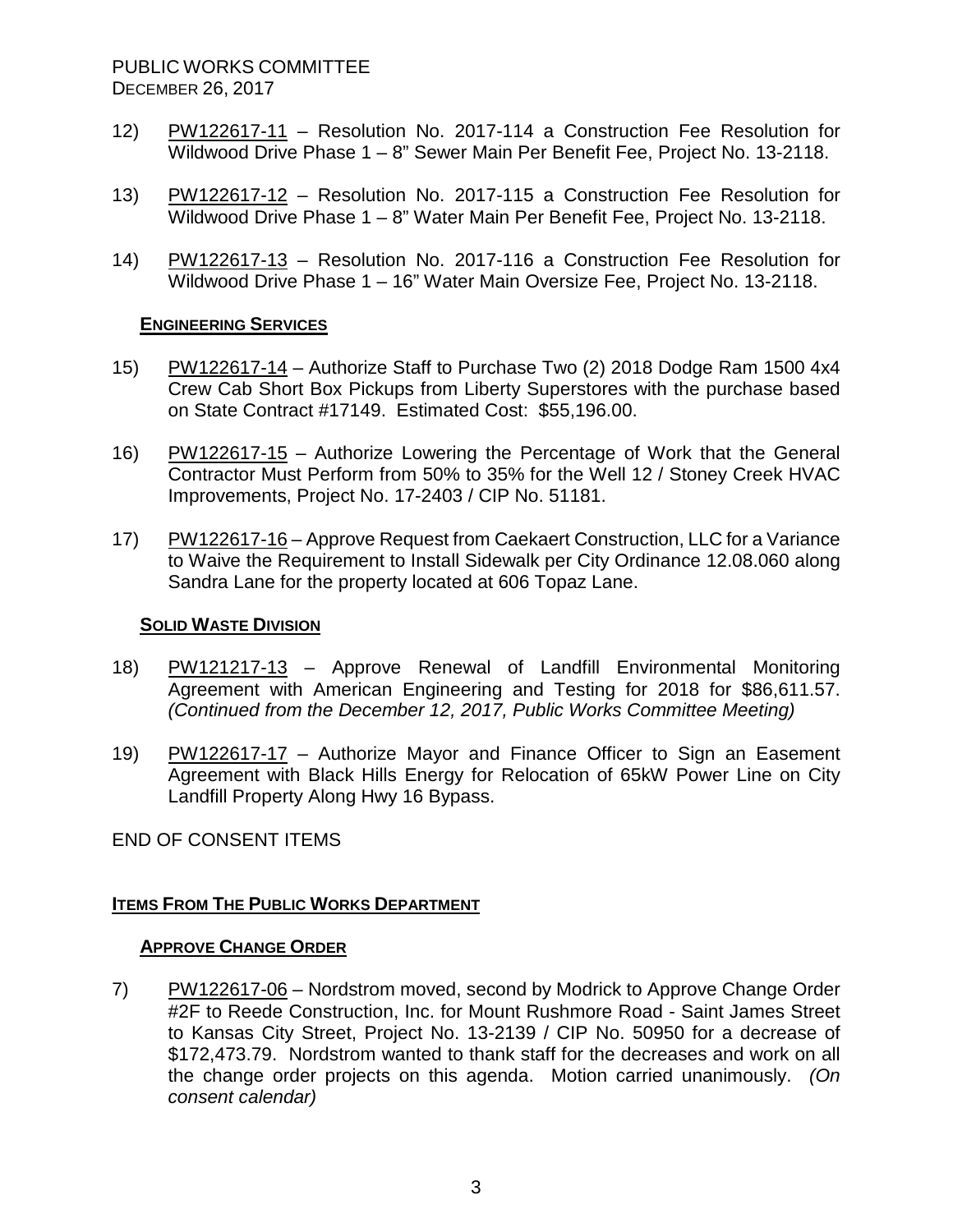12) PW122617-11 – Resolution No. 2017-114 a Construction Fee Resolution for Wildwood Drive Phase 1 – 8" Sewer Main Per Benefit Fee, Project No. 13-2118.

13) PW122617-12 – Resolution No. 2017-115 a Construction Fee Resolution for Wildwood Drive Phase 1 – 8" Water Main Per Benefit Fee, Project No. 13-2118.

14) PW122617-13 – Resolution No. 2017-116 a Construction Fee Resolution for Wildwood Drive Phase 1 – 16" Water Main Oversize Fee, Project No. 13-2118.

**ENGINEERING SERVICES**

15) PW122617-14 – Authorize Staff to Purchase Two (2) 2018 Dodge Ram 1500 4x4 Crew Cab Short Box Pickups from Liberty Superstores with the purchase based on State Contract #17149. Estimated Cost: $55,196.00.

16) PW122617-15 – Authorize Lowering the Percentage of Work that the General Contractor Must Perform from 50% to 35% for the Well 12 / Stoney Creek HVAC Improvements, Project No. 17-2403 / CIP No. 51181.

17) PW122617-16 – Approve Request from Caekaert Construction, LLC for a Variance to Waive the Requirement to Install Sidewalk per City Ordinance 12.08.060 along Sandra Lane for the property located at 606 Topaz Lane.

**SOLID WASTE DIVISION**

18) PW121217-13 – Approve Renewal of Landfill Environmental Monitoring Agreement with American Engineering and Testing for 2018 for $86,611.57. *(Continued from the December 12, 2017, Public Works Committee Meeting)*

19) PW122617-17 – Authorize Mayor and Finance Officer to Sign an Easement Agreement with Black Hills Energy for Relocation of 65kW Power Line on City Landfill Property Along Hwy 16 Bypass.

END OF CONSENT ITEMS

## **ITEMS FROM THE PUBLIC WORKS DEPARTMENT**

**APPROVE CHANGE ORDER**

7) PW122617-06 – Nordstrom moved, second by Modrick to Approve Change Order #2F to Reede Construction, Inc. for Mount Rushmore Road - Saint James Street to Kansas City Street, Project No. 13-2139 / CIP No. 50950 for a decrease of $172,473.79. Nordstrom wanted to thank staff for the decreases and work on all the change order projects on this agenda. Motion carried unanimously. *(On consent calendar)*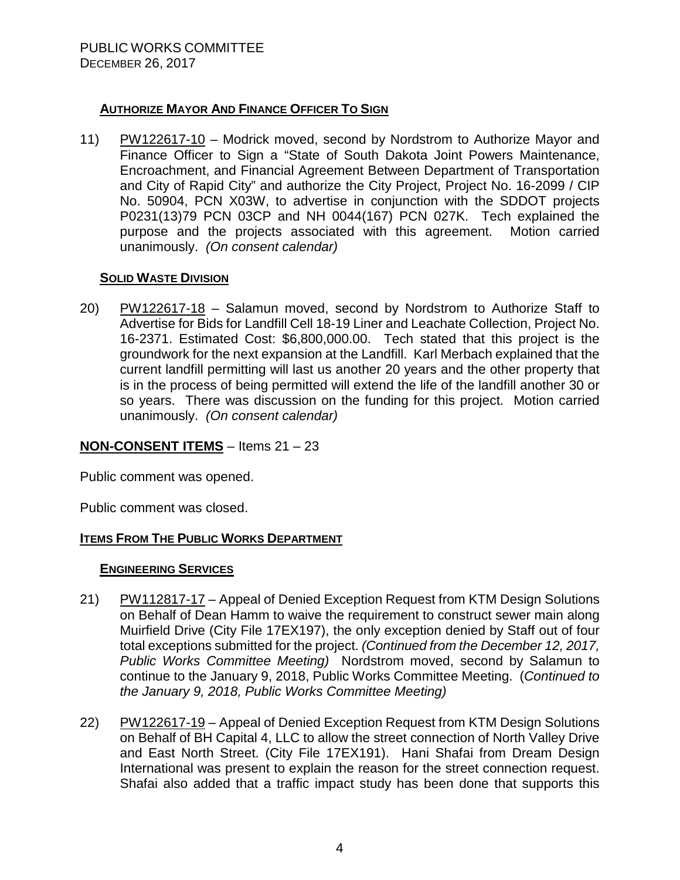### Authorize Mayor And Finance Officer To Sign

11) PW122617-10 – Modrick moved, second by Nordstrom to Authorize Mayor and Finance Officer to Sign a "State of South Dakota Joint Powers Maintenance, Encroachment, and Financial Agreement Between Department of Transportation and City of Rapid City" and authorize the City Project, Project No. 16-2099 / CIP No. 50904, PCN X03W, to advertise in conjunction with the SDDOT projects P0231(13)79 PCN 03CP and NH 0044(167) PCN 027K. Tech explained the purpose and the projects associated with this agreement. Motion carried unanimously. *(On consent calendar)*

### Solid Waste Division

20) PW122617-18 – Salamun moved, second by Nordstrom to Authorize Staff to Advertise for Bids for Landfill Cell 18-19 Liner and Leachate Collection, Project No. 16-2371. Estimated Cost: $6,800,000.00. Tech stated that this project is the groundwork for the next expansion at the Landfill. Karl Merbach explained that the current landfill permitting will last us another 20 years and the other property that is in the process of being permitted will extend the life of the landfill another 30 or so years. There was discussion on the funding for this project. Motion carried unanimously. *(On consent calendar)*

## NON-CONSENT ITEMS – Items 21 – 23

Public comment was opened.

Public comment was closed.

### Items From The Public Works Department

### Engineering Services

21) PW112817-17 – Appeal of Denied Exception Request from KTM Design Solutions on Behalf of Dean Hamm to waive the requirement to construct sewer main along Muirfield Drive (City File 17EX197), the only exception denied by Staff out of four total exceptions submitted for the project. *(Continued from the December 12, 2017, Public Works Committee Meeting)* Nordstrom moved, second by Salamun to continue to the January 9, 2018, Public Works Committee Meeting. (*Continued to the January 9, 2018, Public Works Committee Meeting)*

22) PW122617-19 – Appeal of Denied Exception Request from KTM Design Solutions on Behalf of BH Capital 4, LLC to allow the street connection of North Valley Drive and East North Street. (City File 17EX191). Hani Shafai from Dream Design International was present to explain the reason for the street connection request. Shafai also added that a traffic impact study has been done that supports this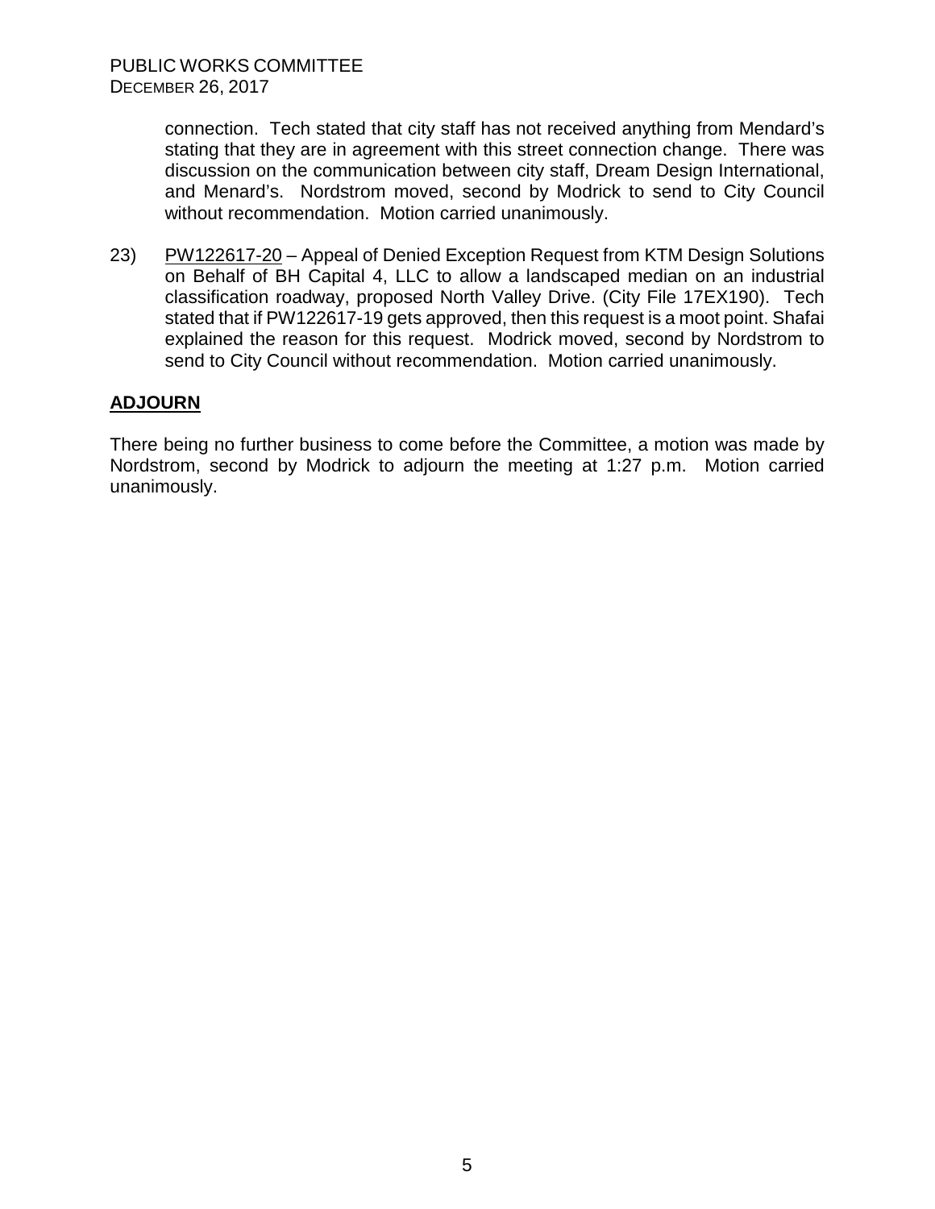connection. Tech stated that city staff has not received anything from Mendard's stating that they are in agreement with this street connection change. There was discussion on the communication between city staff, Dream Design International, and Menard's. Nordstrom moved, second by Modrick to send to City Council without recommendation. Motion carried unanimously.

23) PW122617-20 – Appeal of Denied Exception Request from KTM Design Solutions on Behalf of BH Capital 4, LLC to allow a landscaped median on an industrial classification roadway, proposed North Valley Drive. (City File 17EX190). Tech stated that if PW122617-19 gets approved, then this request is a moot point. Shafai explained the reason for this request. Modrick moved, second by Nordstrom to send to City Council without recommendation. Motion carried unanimously.

## ADJOURN

There being no further business to come before the Committee, a motion was made by Nordstrom, second by Modrick to adjourn the meeting at 1:27 p.m. Motion carried unanimously.